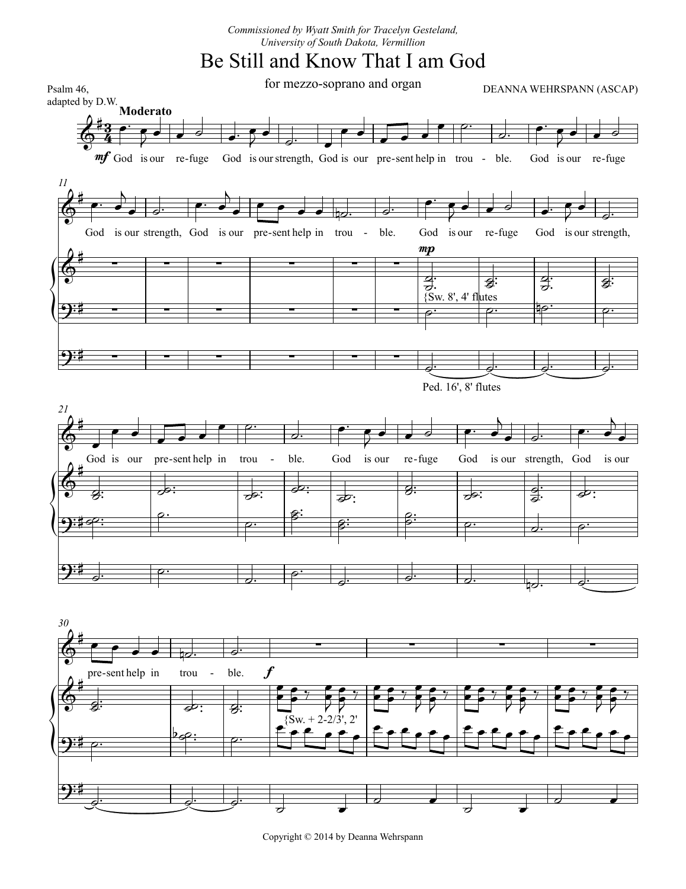*Commissioned by Wyatt Smith for Tracelyn Gesteland,*
*University of South Dakota, Vermillion*

# Be Still and Know That I am God

for mezzo-soprano and organ

Psalm 46,
adapted by D.W.

DEANNA WEHRSPANN (ASCAP)

**Moderato**

*mf* God is our re-fuge God is our strength, God is our pre-sent help in trou - ble. God is our re-fuge God is our strength, God is our pre-sent help in trou - ble. God is our re-fuge God is our strength, God is our pre-sent help in trou - ble. God is our re-fuge God is our strength, God is our pre-sent help in trou - ble.

*mp* {Sw. 8', 4' flutes

Ped. 16', 8' flutes

*f* {Sw. + 2-2/3', 2'

Copyright © 2014 by Deanna Wehrspann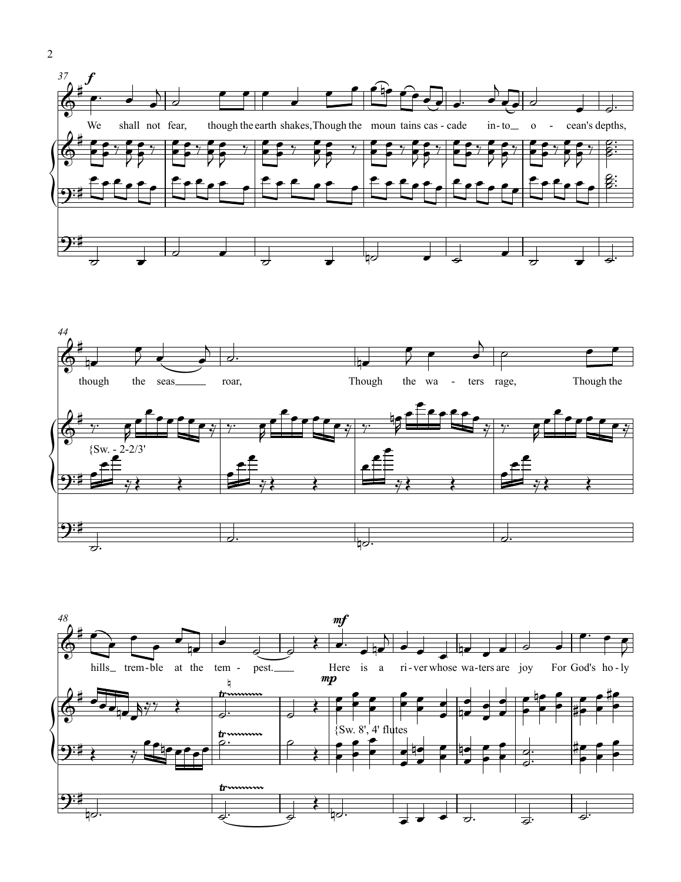37

*f*

We shall not fear, though the earth shakes, Though the moun tains cas - cade in - to o - cean's depths,

44

{Sw. - 2-2/3'

though the seas roar, Though the wa - ters rage, Though the

48

*mf*

*mp*

{Sw. 8', 4' flutes

hills trem - ble at the tem - pest. Here is a ri - ver whose wa - ters are joy For God's ho - ly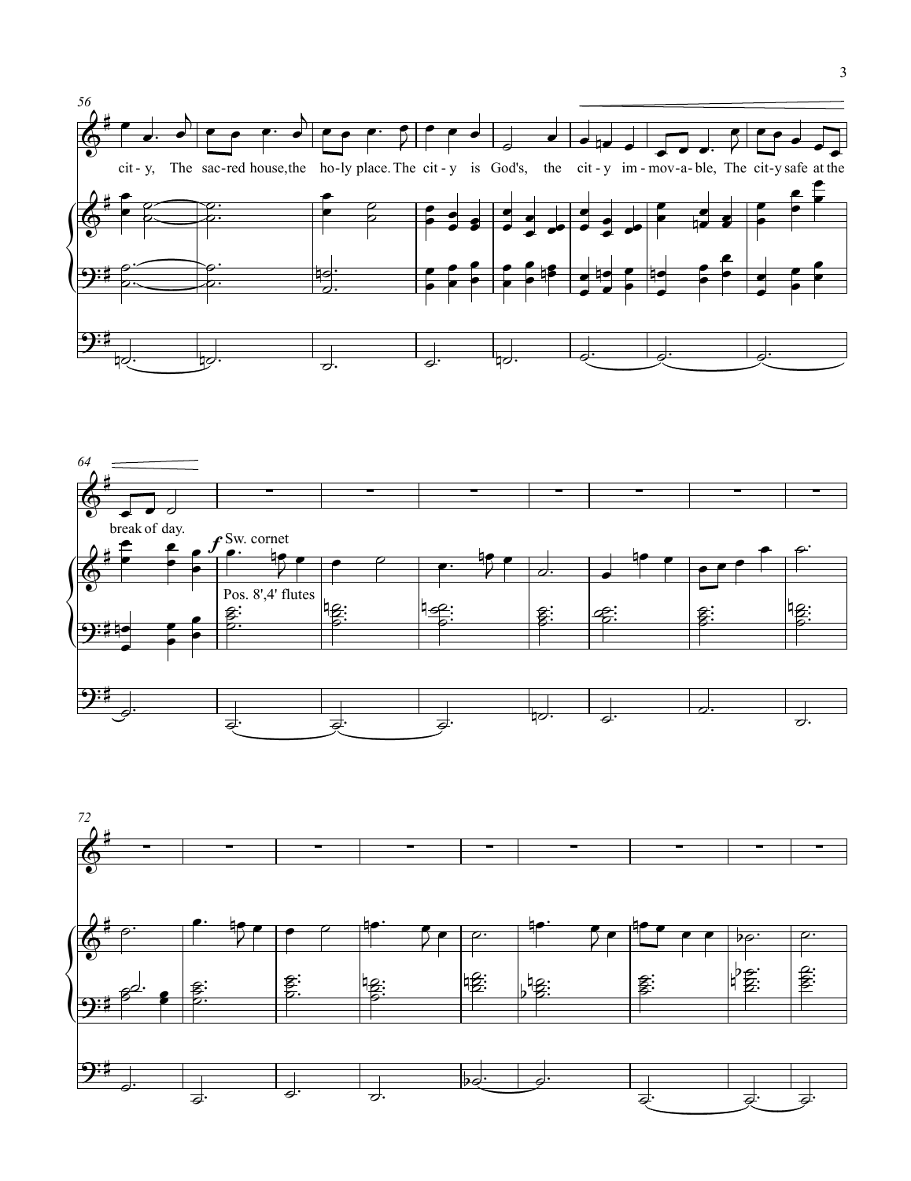56

city, The sacred house, the holy place. The city is God's, the city immovable, The city safe at the

64

break of day.

*f* Sw. cornet

Pos. 8',4' flutes

72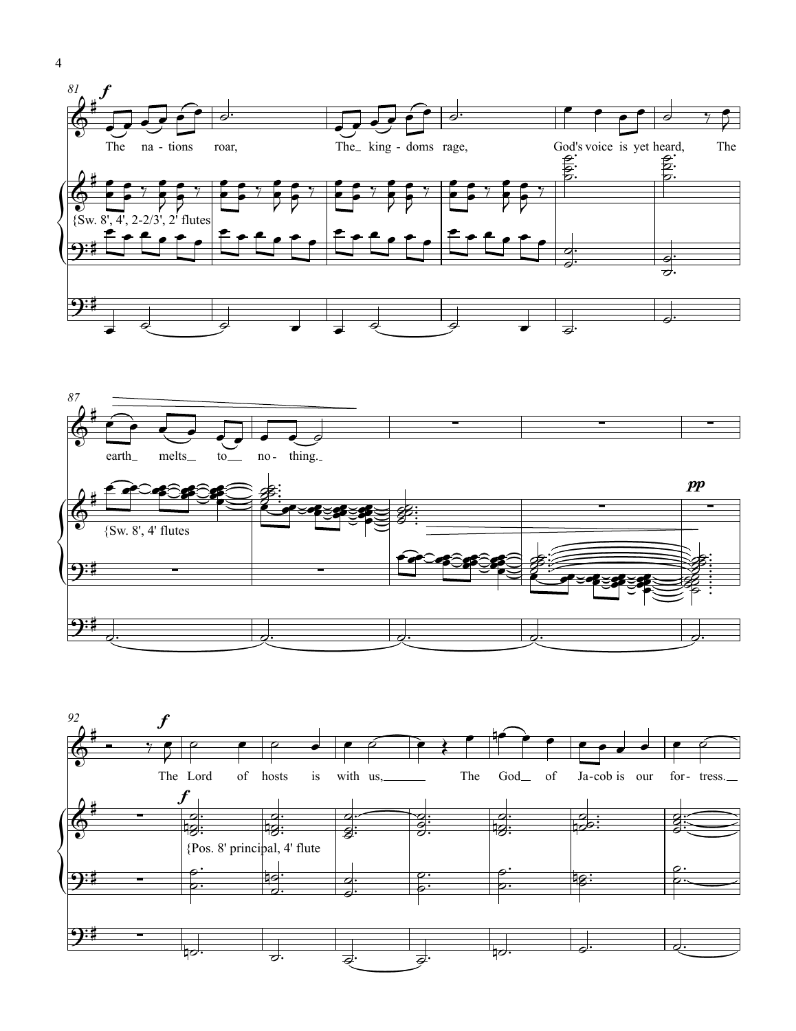81 *f*

The na - tions roar, The_ king - doms rage, God's voice is yet heard, The

{Sw. 8', 4', 2-2/3', 2' flutes

87

earth_ melts_ to_ no - thing._

{Sw. 8', 4' flutes

*pp*

92 *f*

The Lord of hosts is with us,______ The God_ of Ja-cob is our for - tress._

*f*

{Pos. 8' principal, 4' flute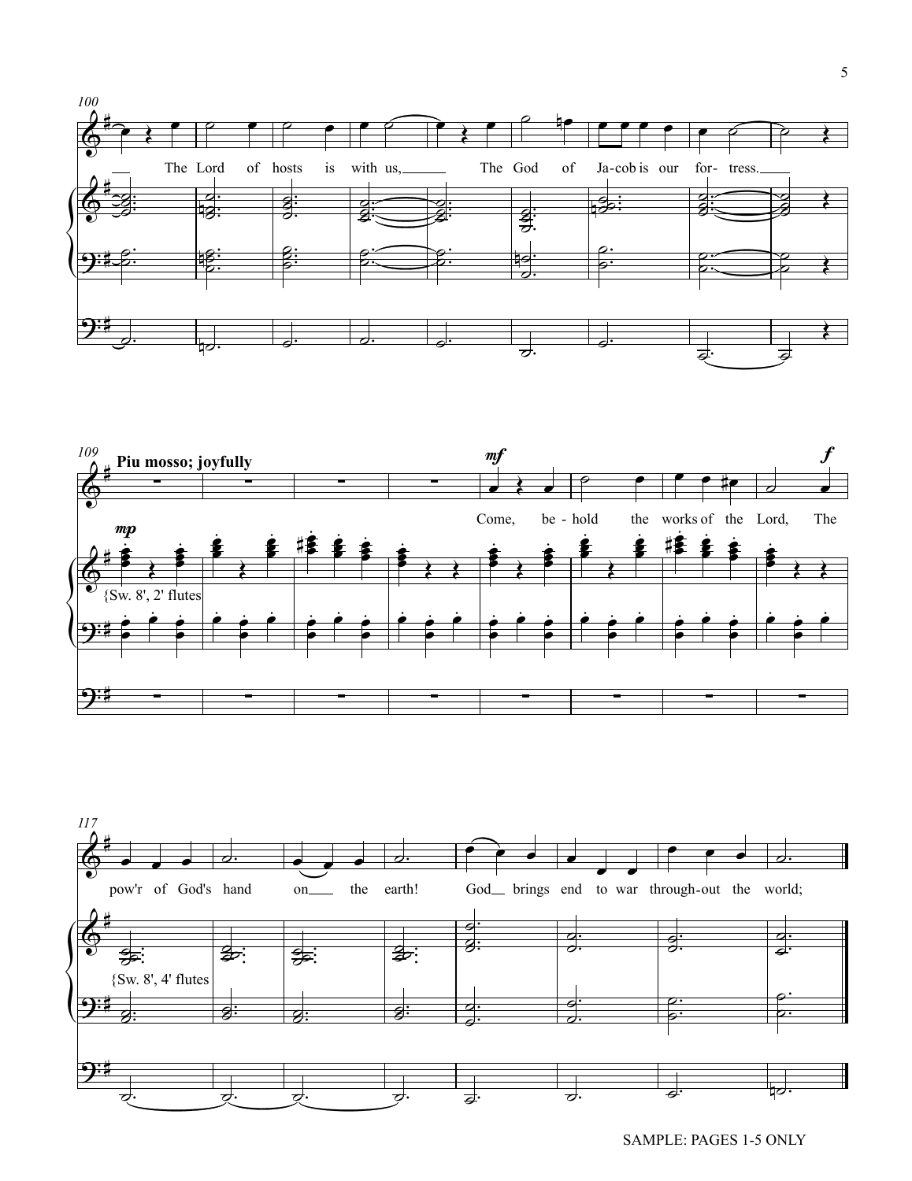100

The Lord of hosts is with us, The God of Ja-cob is our for- tress.

109

**Piu mosso; joyfully**

*mp*

{Sw. 8', 2' flutes

*mf*

Come, be - hold the works of the Lord, The

*f*

117

pow'r of God's hand on the earth! God brings end to war through-out the world;

{Sw. 8', 4' flutes

SAMPLE: PAGES 1-5 ONLY